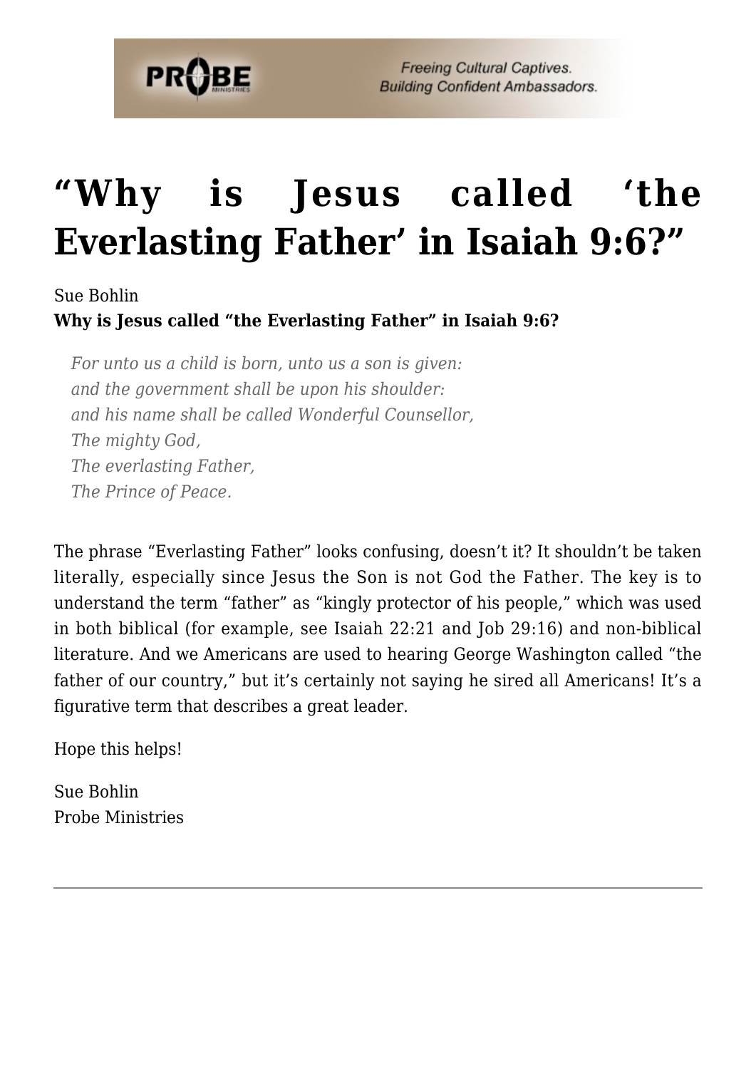# “Why is Jesus called ‘the Everlasting Father’ in Isaiah 9:6?”

Sue Bohlin

**Why is Jesus called “the Everlasting Father” in Isaiah 9:6?**

> *For unto us a child is born, unto us a son is given:*
> *and the government shall be upon his shoulder:*
> *and his name shall be called Wonderful Counsellor,*
> *The mighty God,*
> *The everlasting Father,*
> *The Prince of Peace.*

The phrase “Everlasting Father” looks confusing, doesn’t it? It shouldn’t be taken literally, especially since Jesus the Son is not God the Father. The key is to understand the term “father” as “kingly protector of his people,” which was used in both biblical (for example, see Isaiah 22:21 and Job 29:16) and non-biblical literature. And we Americans are used to hearing George Washington called “the father of our country,” but it’s certainly not saying he sired all Americans! It’s a figurative term that describes a great leader.

Hope this helps!

Sue Bohlin
Probe Ministries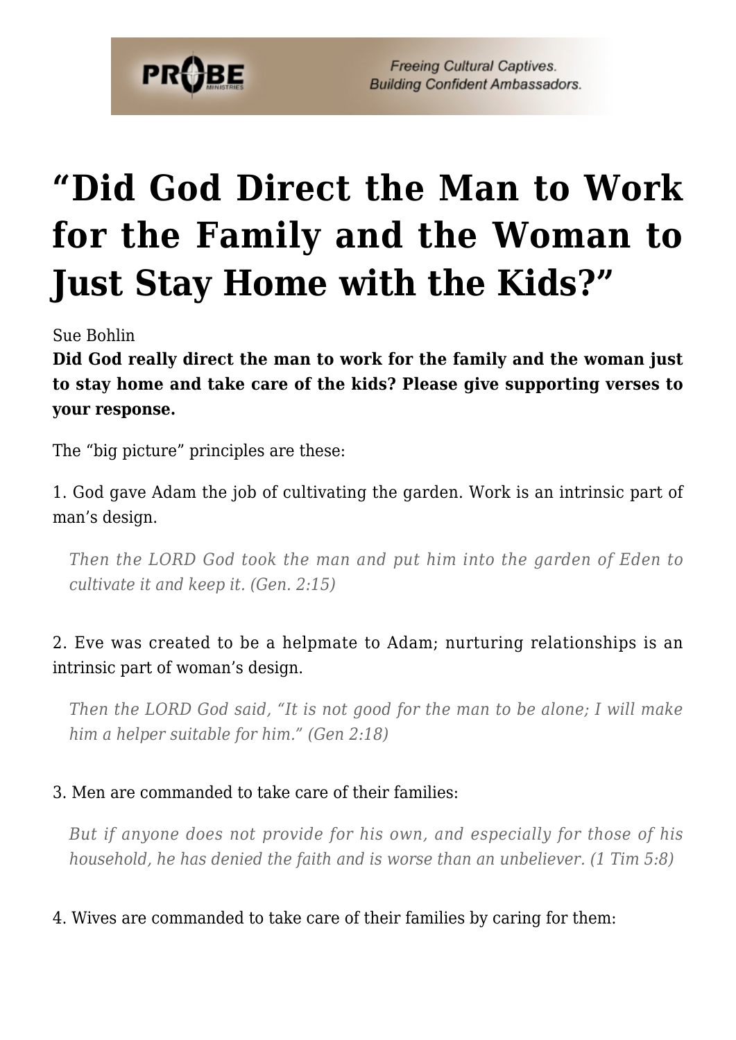# "Did God Direct the Man to Work for the Family and the Woman to Just Stay Home with the Kids?"

Sue Bohlin

**Did God really direct the man to work for the family and the woman just to stay home and take care of the kids? Please give supporting verses to your response.**

The "big picture" principles are these:

1. God gave Adam the job of cultivating the garden. Work is an intrinsic part of man's design.

> *Then the LORD God took the man and put him into the garden of Eden to cultivate it and keep it. (Gen. 2:15)*

2. Eve was created to be a helpmate to Adam; nurturing relationships is an intrinsic part of woman's design.

> *Then the LORD God said, "It is not good for the man to be alone; I will make him a helper suitable for him." (Gen 2:18)*

3. Men are commanded to take care of their families:

> *But if anyone does not provide for his own, and especially for those of his household, he has denied the faith and is worse than an unbeliever. (1 Tim 5:8)*

4. Wives are commanded to take care of their families by caring for them: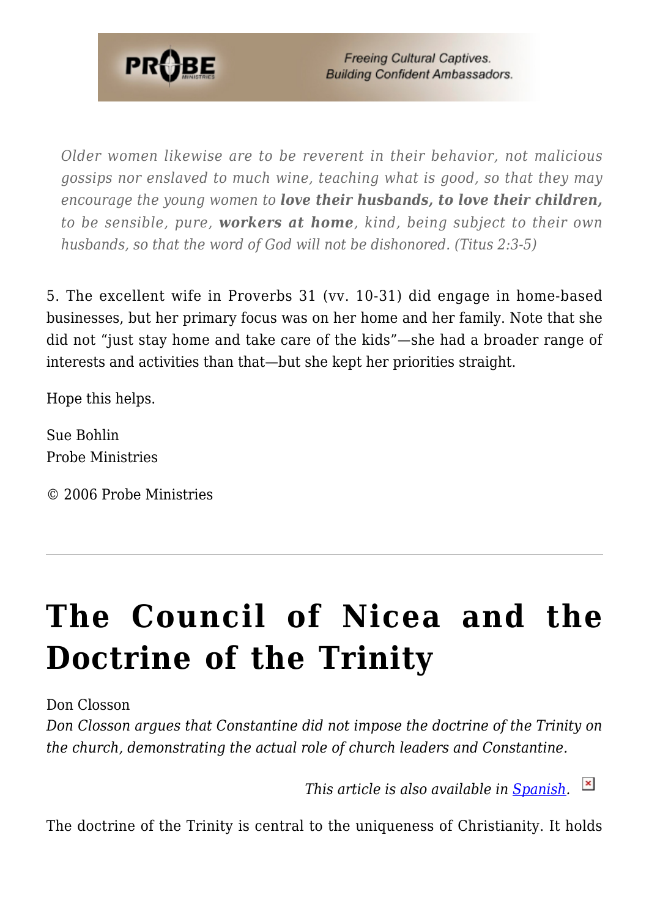> *Older women likewise are to be reverent in their behavior, not malicious gossips nor enslaved to much wine, teaching what is good, so that they may encourage the young women to **love their husbands, to love their children,** to be sensible, pure, **workers at home**, kind, being subject to their own husbands, so that the word of God will not be dishonored. (Titus 2:3-5)*

5. The excellent wife in Proverbs 31 (vv. 10-31) did engage in home-based businesses, but her primary focus was on her home and her family. Note that she did not "just stay home and take care of the kids"—she had a broader range of interests and activities than that—but she kept her priorities straight.

Hope this helps.

Sue Bohlin
Probe Ministries

© 2006 Probe Ministries

---

# The Council of Nicea and the Doctrine of the Trinity

Don Closson

*Don Closson argues that Constantine did not impose the doctrine of the Trinity on the church, demonstrating the actual role of church leaders and Constantine.*

*This article is also available in Spanish.*

The doctrine of the Trinity is central to the uniqueness of Christianity. It holds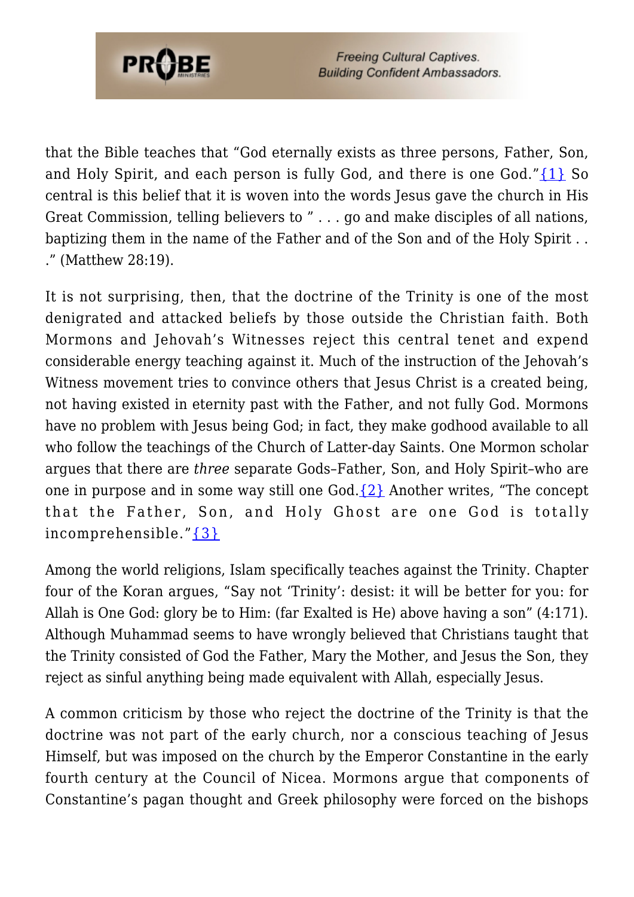that the Bible teaches that "God eternally exists as three persons, Father, Son, and Holy Spirit, and each person is fully God, and there is one God."{1} So central is this belief that it is woven into the words Jesus gave the church in His Great Commission, telling believers to " . . . go and make disciples of all nations, baptizing them in the name of the Father and of the Son and of the Holy Spirit . . ." (Matthew 28:19).

It is not surprising, then, that the doctrine of the Trinity is one of the most denigrated and attacked beliefs by those outside the Christian faith. Both Mormons and Jehovah's Witnesses reject this central tenet and expend considerable energy teaching against it. Much of the instruction of the Jehovah's Witness movement tries to convince others that Jesus Christ is a created being, not having existed in eternity past with the Father, and not fully God. Mormons have no problem with Jesus being God; in fact, they make godhood available to all who follow the teachings of the Church of Latter-day Saints. One Mormon scholar argues that there are *three* separate Gods–Father, Son, and Holy Spirit–who are one in purpose and in some way still one God.{2} Another writes, "The concept that the Father, Son, and Holy Ghost are one God is totally incomprehensible."{3}

Among the world religions, Islam specifically teaches against the Trinity. Chapter four of the Koran argues, "Say not 'Trinity': desist: it will be better for you: for Allah is One God: glory be to Him: (far Exalted is He) above having a son" (4:171). Although Muhammad seems to have wrongly believed that Christians taught that the Trinity consisted of God the Father, Mary the Mother, and Jesus the Son, they reject as sinful anything being made equivalent with Allah, especially Jesus.

A common criticism by those who reject the doctrine of the Trinity is that the doctrine was not part of the early church, nor a conscious teaching of Jesus Himself, but was imposed on the church by the Emperor Constantine in the early fourth century at the Council of Nicea. Mormons argue that components of Constantine's pagan thought and Greek philosophy were forced on the bishops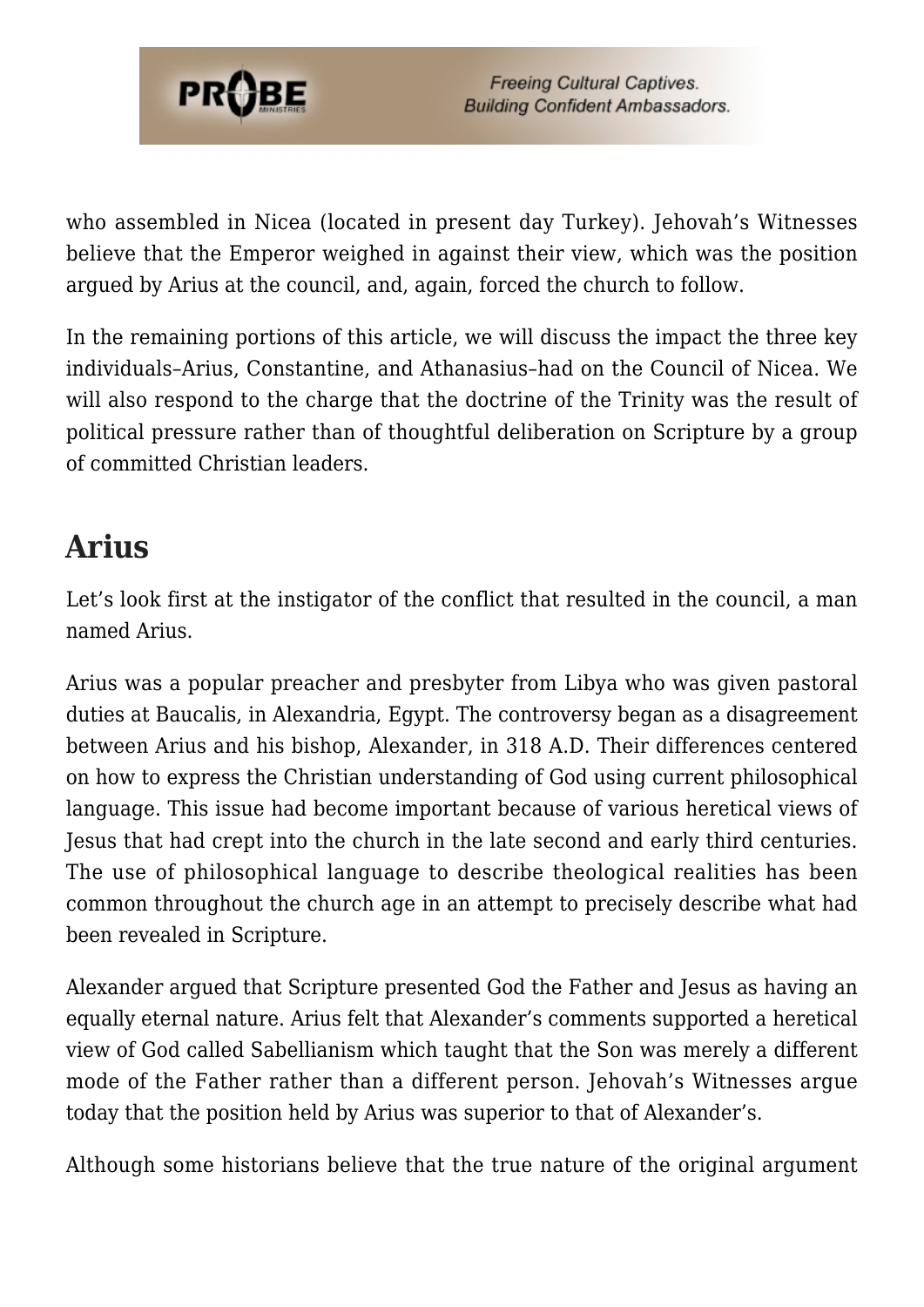who assembled in Nicea (located in present day Turkey). Jehovah's Witnesses believe that the Emperor weighed in against their view, which was the position argued by Arius at the council, and, again, forced the church to follow.

In the remaining portions of this article, we will discuss the impact the three key individuals–Arius, Constantine, and Athanasius–had on the Council of Nicea. We will also respond to the charge that the doctrine of the Trinity was the result of political pressure rather than of thoughtful deliberation on Scripture by a group of committed Christian leaders.

## Arius

Let's look first at the instigator of the conflict that resulted in the council, a man named Arius.

Arius was a popular preacher and presbyter from Libya who was given pastoral duties at Baucalis, in Alexandria, Egypt. The controversy began as a disagreement between Arius and his bishop, Alexander, in 318 A.D. Their differences centered on how to express the Christian understanding of God using current philosophical language. This issue had become important because of various heretical views of Jesus that had crept into the church in the late second and early third centuries. The use of philosophical language to describe theological realities has been common throughout the church age in an attempt to precisely describe what had been revealed in Scripture.

Alexander argued that Scripture presented God the Father and Jesus as having an equally eternal nature. Arius felt that Alexander's comments supported a heretical view of God called Sabellianism which taught that the Son was merely a different mode of the Father rather than a different person. Jehovah's Witnesses argue today that the position held by Arius was superior to that of Alexander's.

Although some historians believe that the true nature of the original argument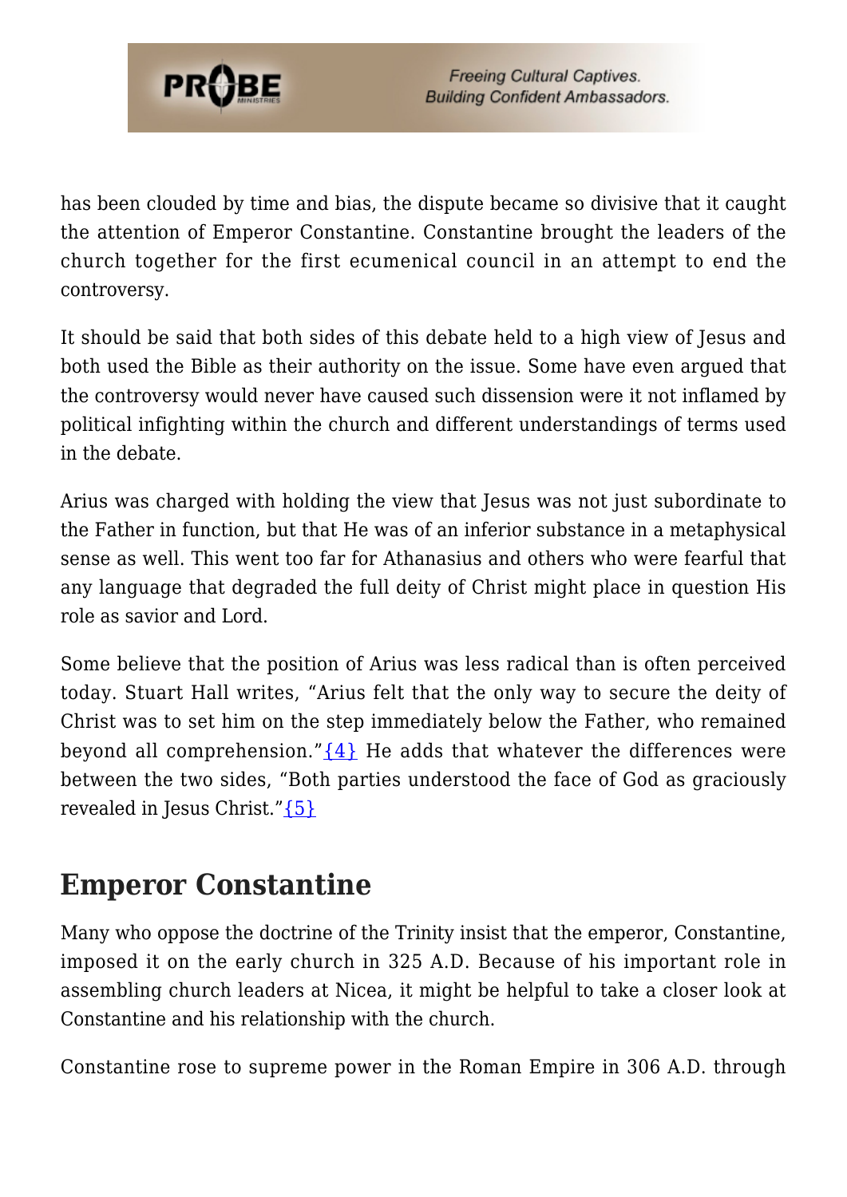has been clouded by time and bias, the dispute became so divisive that it caught the attention of Emperor Constantine. Constantine brought the leaders of the church together for the first ecumenical council in an attempt to end the controversy.

It should be said that both sides of this debate held to a high view of Jesus and both used the Bible as their authority on the issue. Some have even argued that the controversy would never have caused such dissension were it not inflamed by political infighting within the church and different understandings of terms used in the debate.

Arius was charged with holding the view that Jesus was not just subordinate to the Father in function, but that He was of an inferior substance in a metaphysical sense as well. This went too far for Athanasius and others who were fearful that any language that degraded the full deity of Christ might place in question His role as savior and Lord.

Some believe that the position of Arius was less radical than is often perceived today. Stuart Hall writes, "Arius felt that the only way to secure the deity of Christ was to set him on the step immediately below the Father, who remained beyond all comprehension."{4} He adds that whatever the differences were between the two sides, "Both parties understood the face of God as graciously revealed in Jesus Christ."{5}

## Emperor Constantine

Many who oppose the doctrine of the Trinity insist that the emperor, Constantine, imposed it on the early church in 325 A.D. Because of his important role in assembling church leaders at Nicea, it might be helpful to take a closer look at Constantine and his relationship with the church.

Constantine rose to supreme power in the Roman Empire in 306 A.D. through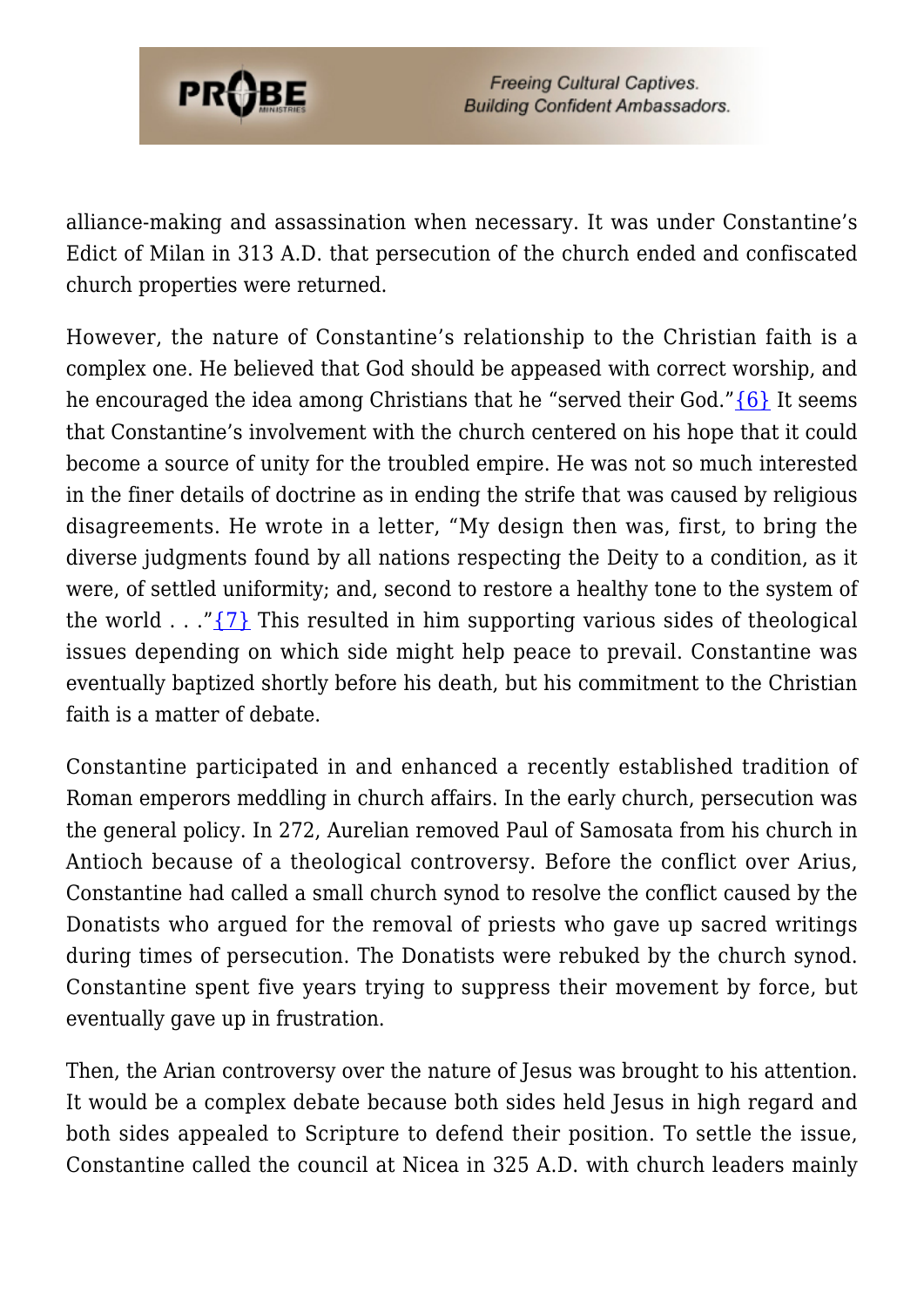alliance-making and assassination when necessary. It was under Constantine's Edict of Milan in 313 A.D. that persecution of the church ended and confiscated church properties were returned.

However, the nature of Constantine's relationship to the Christian faith is a complex one. He believed that God should be appeased with correct worship, and he encouraged the idea among Christians that he "served their God."{6} It seems that Constantine's involvement with the church centered on his hope that it could become a source of unity for the troubled empire. He was not so much interested in the finer details of doctrine as in ending the strife that was caused by religious disagreements. He wrote in a letter, "My design then was, first, to bring the diverse judgments found by all nations respecting the Deity to a condition, as it were, of settled uniformity; and, second to restore a healthy tone to the system of the world . . ."{7} This resulted in him supporting various sides of theological issues depending on which side might help peace to prevail. Constantine was eventually baptized shortly before his death, but his commitment to the Christian faith is a matter of debate.

Constantine participated in and enhanced a recently established tradition of Roman emperors meddling in church affairs. In the early church, persecution was the general policy. In 272, Aurelian removed Paul of Samosata from his church in Antioch because of a theological controversy. Before the conflict over Arius, Constantine had called a small church synod to resolve the conflict caused by the Donatists who argued for the removal of priests who gave up sacred writings during times of persecution. The Donatists were rebuked by the church synod. Constantine spent five years trying to suppress their movement by force, but eventually gave up in frustration.

Then, the Arian controversy over the nature of Jesus was brought to his attention. It would be a complex debate because both sides held Jesus in high regard and both sides appealed to Scripture to defend their position. To settle the issue, Constantine called the council at Nicea in 325 A.D. with church leaders mainly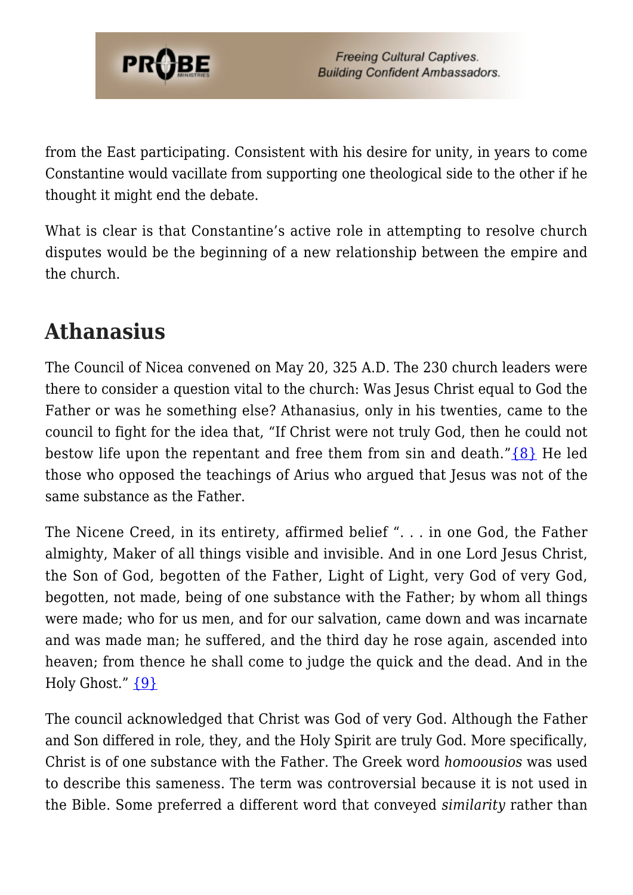from the East participating. Consistent with his desire for unity, in years to come Constantine would vacillate from supporting one theological side to the other if he thought it might end the debate.

What is clear is that Constantine's active role in attempting to resolve church disputes would be the beginning of a new relationship between the empire and the church.

## Athanasius

The Council of Nicea convened on May 20, 325 A.D. The 230 church leaders were there to consider a question vital to the church: Was Jesus Christ equal to God the Father or was he something else? Athanasius, only in his twenties, came to the council to fight for the idea that, "If Christ were not truly God, then he could not bestow life upon the repentant and free them from sin and death."{8} He led those who opposed the teachings of Arius who argued that Jesus was not of the same substance as the Father.

The Nicene Creed, in its entirety, affirmed belief ". . . in one God, the Father almighty, Maker of all things visible and invisible. And in one Lord Jesus Christ, the Son of God, begotten of the Father, Light of Light, very God of very God, begotten, not made, being of one substance with the Father; by whom all things were made; who for us men, and for our salvation, came down and was incarnate and was made man; he suffered, and the third day he rose again, ascended into heaven; from thence he shall come to judge the quick and the dead. And in the Holy Ghost." {9}

The council acknowledged that Christ was God of very God. Although the Father and Son differed in role, they, and the Holy Spirit are truly God. More specifically, Christ is of one substance with the Father. The Greek word *homoousios* was used to describe this sameness. The term was controversial because it is not used in the Bible. Some preferred a different word that conveyed *similarity* rather than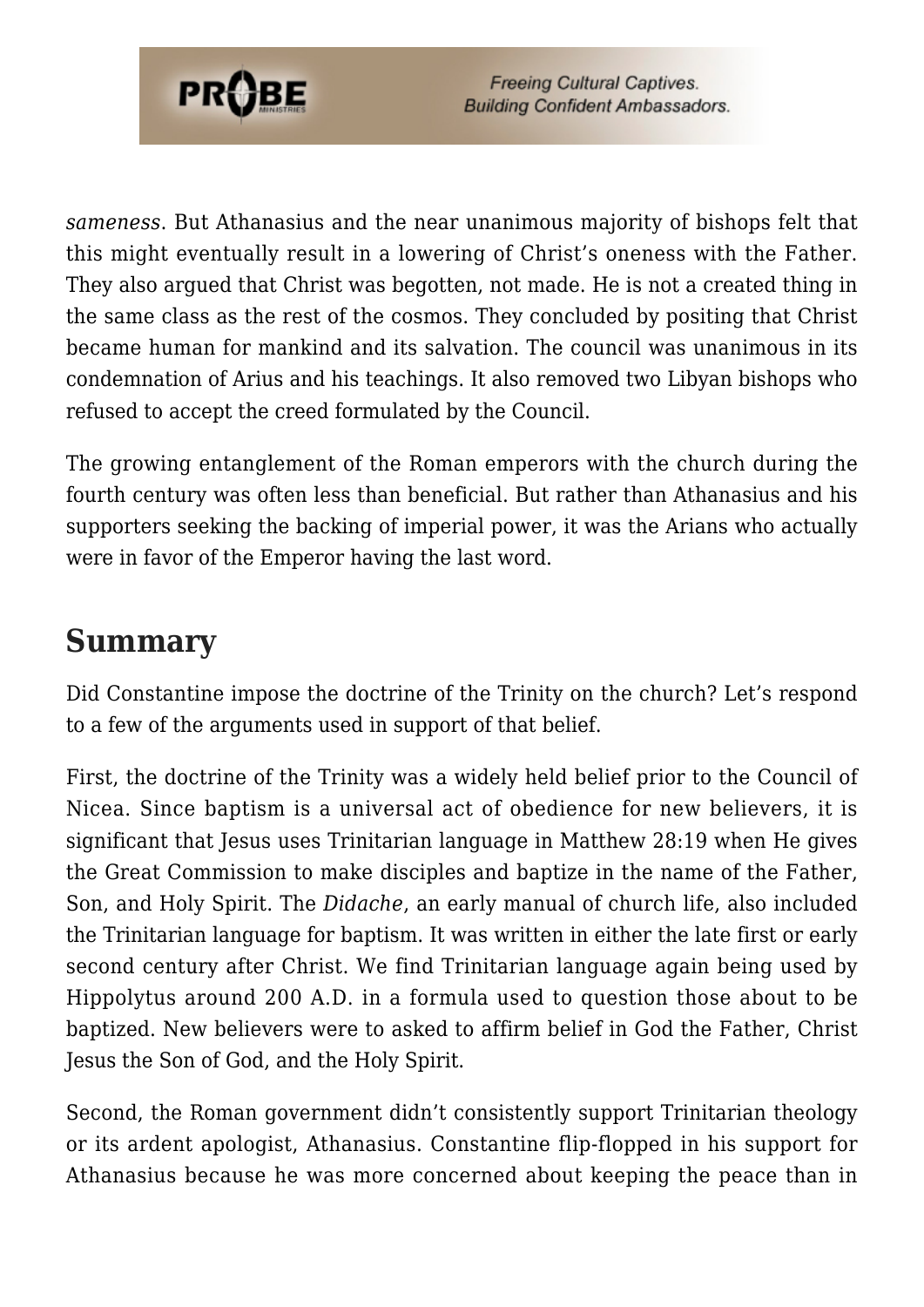*sameness*. But Athanasius and the near unanimous majority of bishops felt that this might eventually result in a lowering of Christ's oneness with the Father. They also argued that Christ was begotten, not made. He is not a created thing in the same class as the rest of the cosmos. They concluded by positing that Christ became human for mankind and its salvation. The council was unanimous in its condemnation of Arius and his teachings. It also removed two Libyan bishops who refused to accept the creed formulated by the Council.

The growing entanglement of the Roman emperors with the church during the fourth century was often less than beneficial. But rather than Athanasius and his supporters seeking the backing of imperial power, it was the Arians who actually were in favor of the Emperor having the last word.

## Summary

Did Constantine impose the doctrine of the Trinity on the church? Let's respond to a few of the arguments used in support of that belief.

First, the doctrine of the Trinity was a widely held belief prior to the Council of Nicea. Since baptism is a universal act of obedience for new believers, it is significant that Jesus uses Trinitarian language in Matthew 28:19 when He gives the Great Commission to make disciples and baptize in the name of the Father, Son, and Holy Spirit. The *Didache*, an early manual of church life, also included the Trinitarian language for baptism. It was written in either the late first or early second century after Christ. We find Trinitarian language again being used by Hippolytus around 200 A.D. in a formula used to question those about to be baptized. New believers were to asked to affirm belief in God the Father, Christ Jesus the Son of God, and the Holy Spirit.

Second, the Roman government didn't consistently support Trinitarian theology or its ardent apologist, Athanasius. Constantine flip-flopped in his support for Athanasius because he was more concerned about keeping the peace than in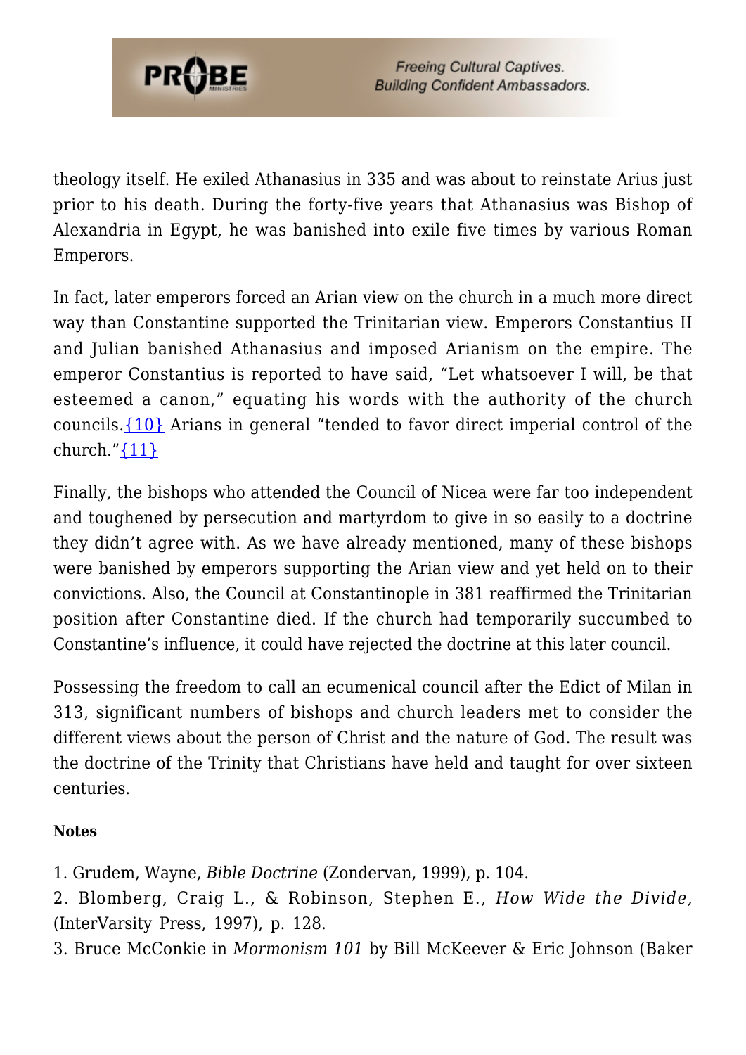theology itself. He exiled Athanasius in 335 and was about to reinstate Arius just prior to his death. During the forty-five years that Athanasius was Bishop of Alexandria in Egypt, he was banished into exile five times by various Roman Emperors.

In fact, later emperors forced an Arian view on the church in a much more direct way than Constantine supported the Trinitarian view. Emperors Constantius II and Julian banished Athanasius and imposed Arianism on the empire. The emperor Constantius is reported to have said, "Let whatsoever I will, be that esteemed a canon," equating his words with the authority of the church councils.{10} Arians in general "tended to favor direct imperial control of the church."{11}

Finally, the bishops who attended the Council of Nicea were far too independent and toughened by persecution and martyrdom to give in so easily to a doctrine they didn't agree with. As we have already mentioned, many of these bishops were banished by emperors supporting the Arian view and yet held on to their convictions. Also, the Council at Constantinople in 381 reaffirmed the Trinitarian position after Constantine died. If the church had temporarily succumbed to Constantine's influence, it could have rejected the doctrine at this later council.

Possessing the freedom to call an ecumenical council after the Edict of Milan in 313, significant numbers of bishops and church leaders met to consider the different views about the person of Christ and the nature of God. The result was the doctrine of the Trinity that Christians have held and taught for over sixteen centuries.

**Notes**

1. Grudem, Wayne, *Bible Doctrine* (Zondervan, 1999), p. 104.
2. Blomberg, Craig L., & Robinson, Stephen E., *How Wide the Divide,* (InterVarsity Press, 1997), p. 128.
3. Bruce McConkie in *Mormonism 101* by Bill McKeever & Eric Johnson (Baker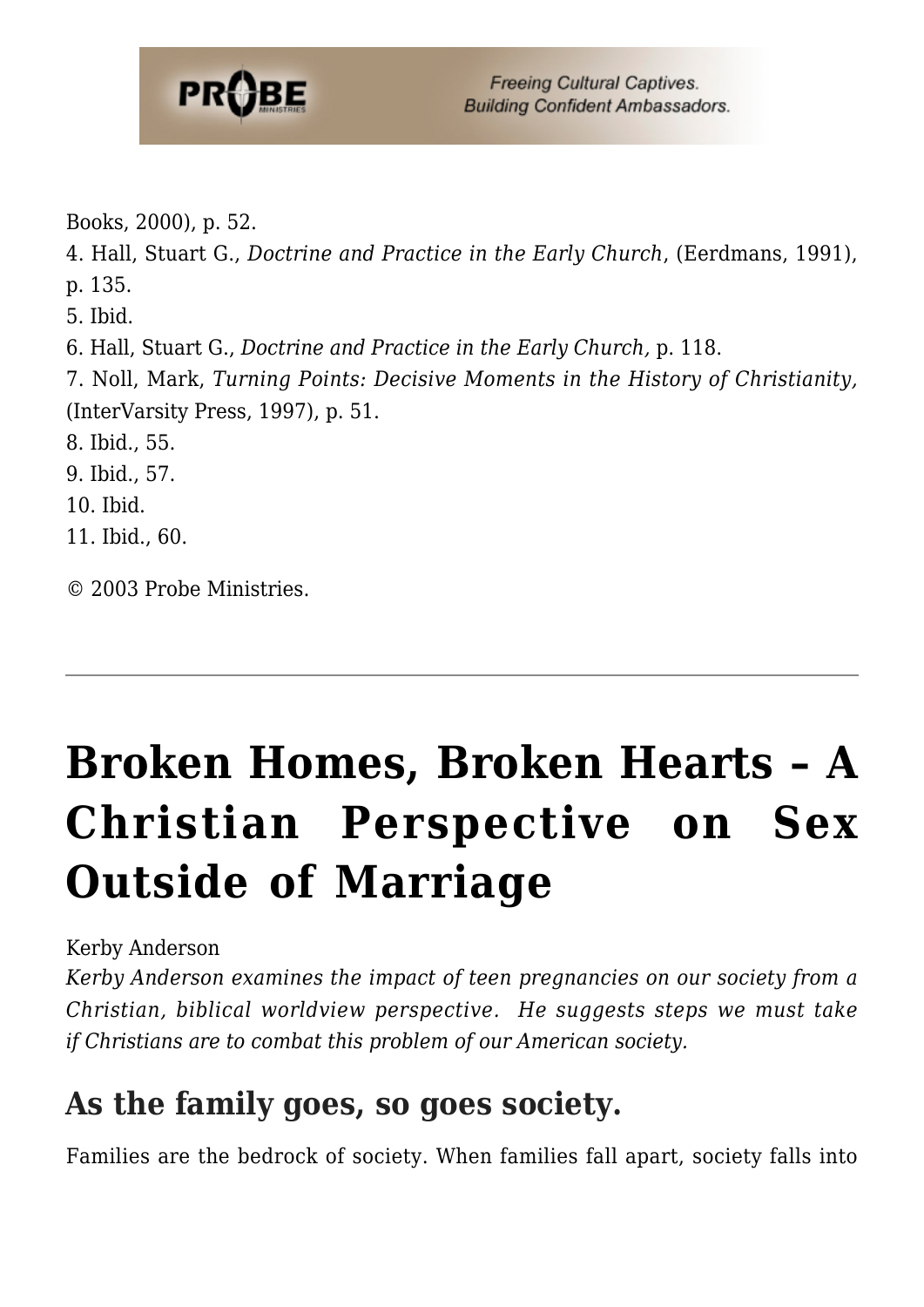Books, 2000), p. 52.
4. Hall, Stuart G., *Doctrine and Practice in the Early Church*, (Eerdmans, 1991), p. 135.
5. Ibid.
6. Hall, Stuart G., *Doctrine and Practice in the Early Church,* p. 118.
7. Noll, Mark, *Turning Points: Decisive Moments in the History of Christianity,* (InterVarsity Press, 1997), p. 51.
8. Ibid., 55.
9. Ibid., 57.
10. Ibid.
11. Ibid., 60.

© 2003 Probe Ministries.

---

# Broken Homes, Broken Hearts – A Christian Perspective on Sex Outside of Marriage

Kerby Anderson

*Kerby Anderson examines the impact of teen pregnancies on our society from a Christian, biblical worldview perspective. He suggests steps we must take if Christians are to combat this problem of our American society.*

## As the family goes, so goes society.

Families are the bedrock of society. When families fall apart, society falls into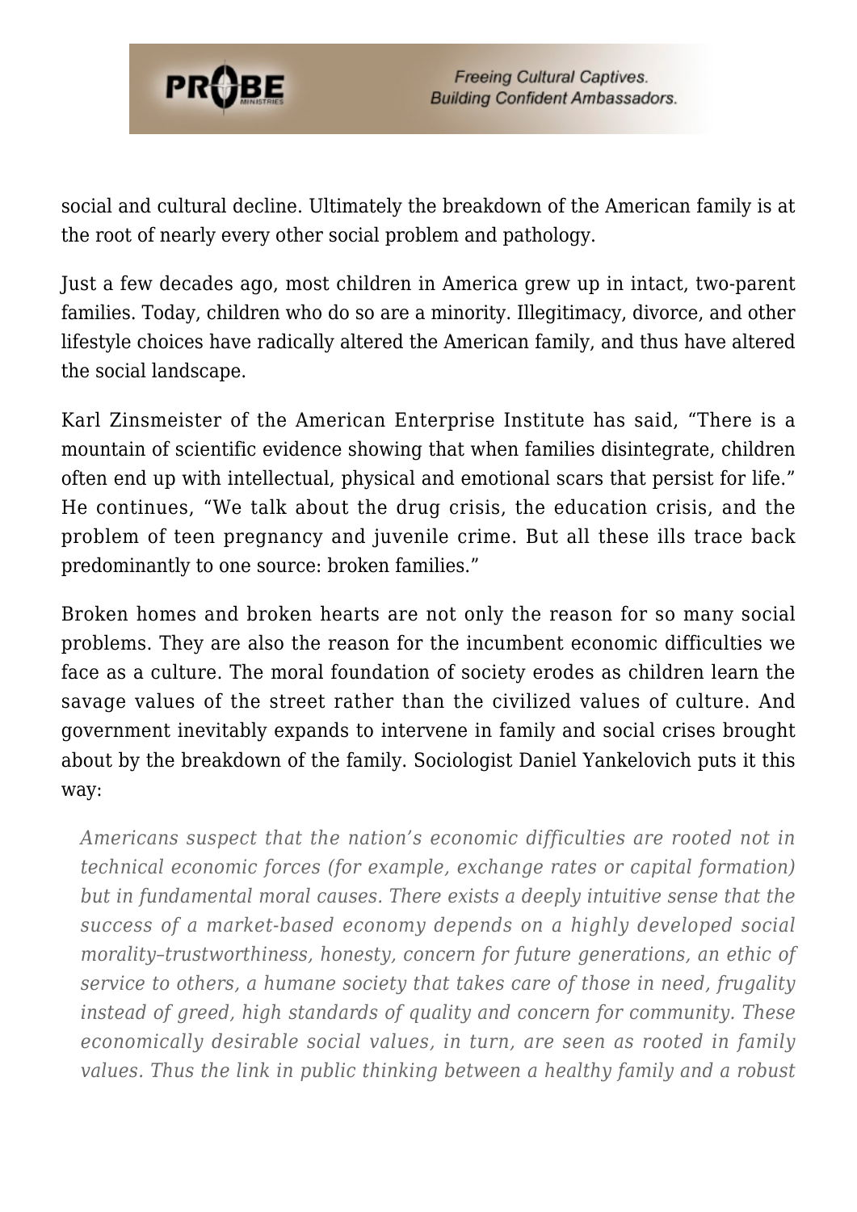social and cultural decline. Ultimately the breakdown of the American family is at the root of nearly every other social problem and pathology.

Just a few decades ago, most children in America grew up in intact, two-parent families. Today, children who do so are a minority. Illegitimacy, divorce, and other lifestyle choices have radically altered the American family, and thus have altered the social landscape.

Karl Zinsmeister of the American Enterprise Institute has said, "There is a mountain of scientific evidence showing that when families disintegrate, children often end up with intellectual, physical and emotional scars that persist for life." He continues, "We talk about the drug crisis, the education crisis, and the problem of teen pregnancy and juvenile crime. But all these ills trace back predominantly to one source: broken families."

Broken homes and broken hearts are not only the reason for so many social problems. They are also the reason for the incumbent economic difficulties we face as a culture. The moral foundation of society erodes as children learn the savage values of the street rather than the civilized values of culture. And government inevitably expands to intervene in family and social crises brought about by the breakdown of the family. Sociologist Daniel Yankelovich puts it this way:

> *Americans suspect that the nation's economic difficulties are rooted not in technical economic forces (for example, exchange rates or capital formation) but in fundamental moral causes. There exists a deeply intuitive sense that the success of a market-based economy depends on a highly developed social morality–trustworthiness, honesty, concern for future generations, an ethic of service to others, a humane society that takes care of those in need, frugality instead of greed, high standards of quality and concern for community. These economically desirable social values, in turn, are seen as rooted in family values. Thus the link in public thinking between a healthy family and a robust*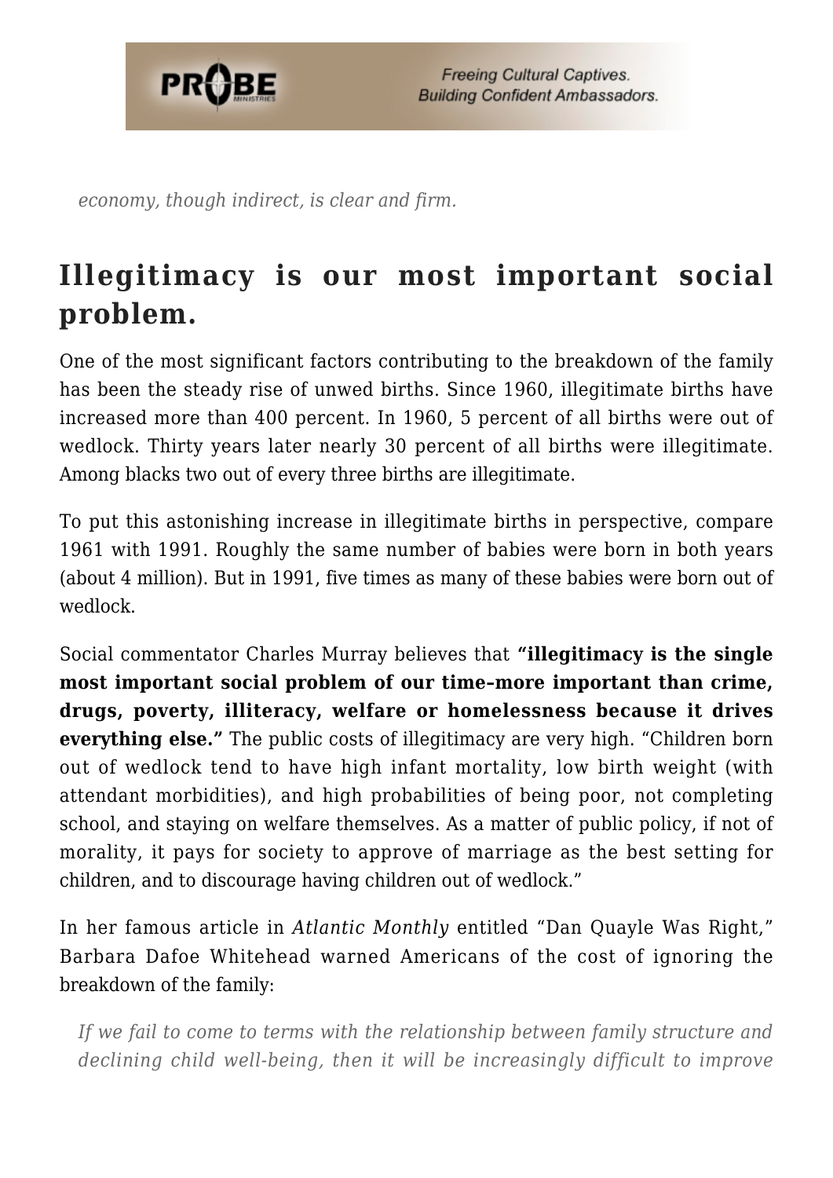*economy, though indirect, is clear and firm.*

## Illegitimacy is our most important social problem.

One of the most significant factors contributing to the breakdown of the family has been the steady rise of unwed births. Since 1960, illegitimate births have increased more than 400 percent. In 1960, 5 percent of all births were out of wedlock. Thirty years later nearly 30 percent of all births were illegitimate. Among blacks two out of every three births are illegitimate.

To put this astonishing increase in illegitimate births in perspective, compare 1961 with 1991. Roughly the same number of babies were born in both years (about 4 million). But in 1991, five times as many of these babies were born out of wedlock.

Social commentator Charles Murray believes that **"illegitimacy is the single most important social problem of our time–more important than crime, drugs, poverty, illiteracy, welfare or homelessness because it drives everything else."** The public costs of illegitimacy are very high. "Children born out of wedlock tend to have high infant mortality, low birth weight (with attendant morbidities), and high probabilities of being poor, not completing school, and staying on welfare themselves. As a matter of public policy, if not of morality, it pays for society to approve of marriage as the best setting for children, and to discourage having children out of wedlock."

In her famous article in *Atlantic Monthly* entitled "Dan Quayle Was Right," Barbara Dafoe Whitehead warned Americans of the cost of ignoring the breakdown of the family:

> *If we fail to come to terms with the relationship between family structure and declining child well-being, then it will be increasingly difficult to improve*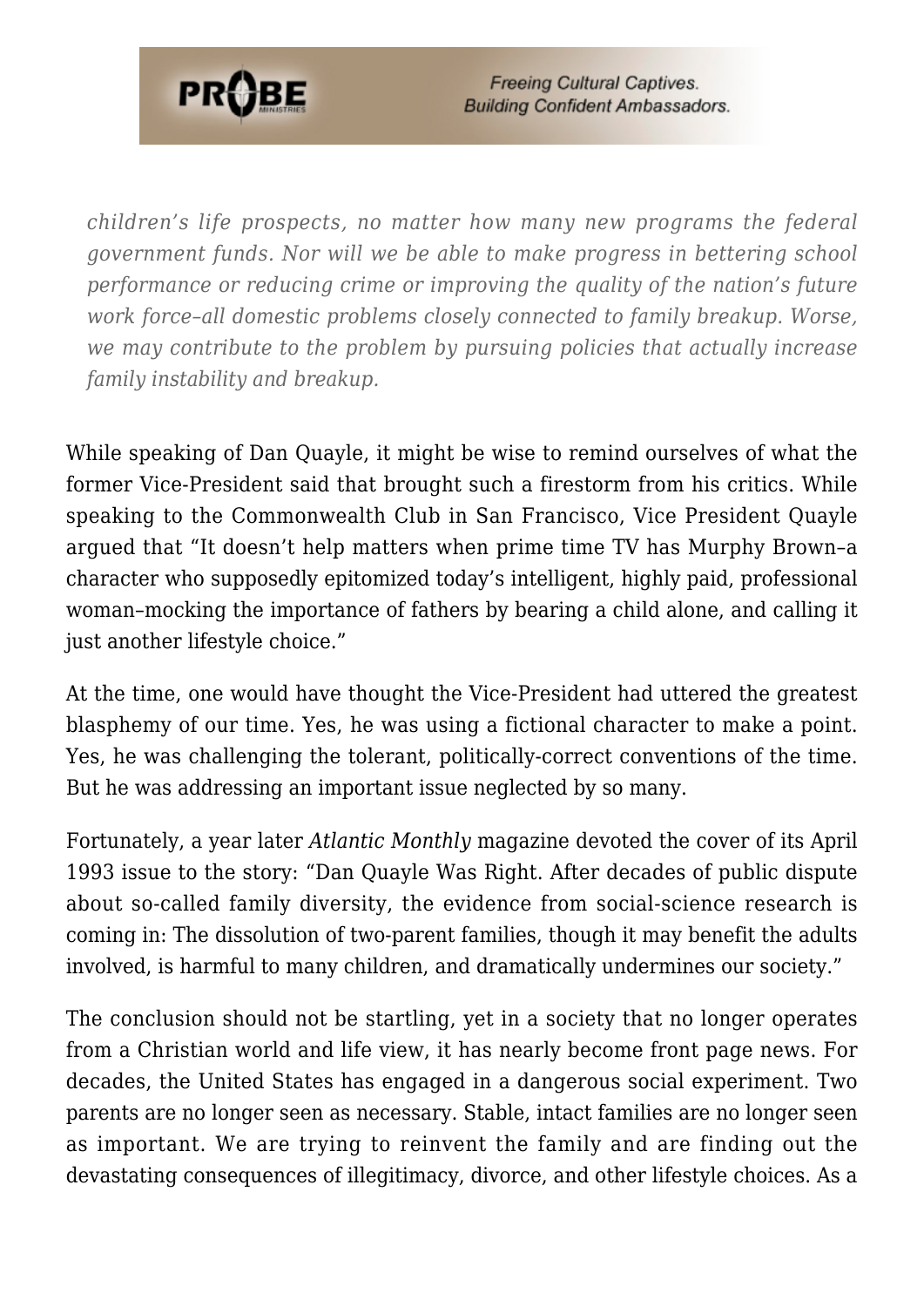> *children's life prospects, no matter how many new programs the federal government funds. Nor will we be able to make progress in bettering school performance or reducing crime or improving the quality of the nation's future work force–all domestic problems closely connected to family breakup. Worse, we may contribute to the problem by pursuing policies that actually increase family instability and breakup.*

While speaking of Dan Quayle, it might be wise to remind ourselves of what the former Vice-President said that brought such a firestorm from his critics. While speaking to the Commonwealth Club in San Francisco, Vice President Quayle argued that "It doesn't help matters when prime time TV has Murphy Brown–a character who supposedly epitomized today's intelligent, highly paid, professional woman–mocking the importance of fathers by bearing a child alone, and calling it just another lifestyle choice."

At the time, one would have thought the Vice-President had uttered the greatest blasphemy of our time. Yes, he was using a fictional character to make a point. Yes, he was challenging the tolerant, politically-correct conventions of the time. But he was addressing an important issue neglected by so many.

Fortunately, a year later *Atlantic Monthly* magazine devoted the cover of its April 1993 issue to the story: "Dan Quayle Was Right. After decades of public dispute about so-called family diversity, the evidence from social-science research is coming in: The dissolution of two-parent families, though it may benefit the adults involved, is harmful to many children, and dramatically undermines our society."

The conclusion should not be startling, yet in a society that no longer operates from a Christian world and life view, it has nearly become front page news. For decades, the United States has engaged in a dangerous social experiment. Two parents are no longer seen as necessary. Stable, intact families are no longer seen as important. We are trying to reinvent the family and are finding out the devastating consequences of illegitimacy, divorce, and other lifestyle choices. As a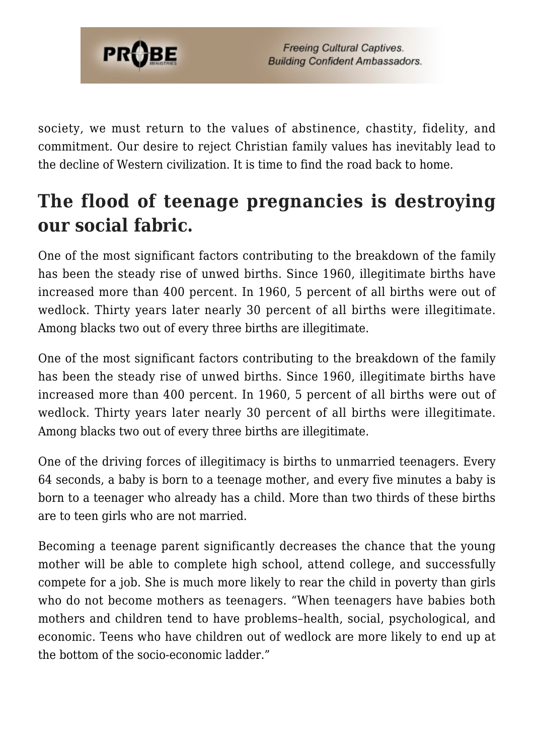society, we must return to the values of abstinence, chastity, fidelity, and commitment. Our desire to reject Christian family values has inevitably lead to the decline of Western civilization. It is time to find the road back to home.

## The flood of teenage pregnancies is destroying our social fabric.

One of the most significant factors contributing to the breakdown of the family has been the steady rise of unwed births. Since 1960, illegitimate births have increased more than 400 percent. In 1960, 5 percent of all births were out of wedlock. Thirty years later nearly 30 percent of all births were illegitimate. Among blacks two out of every three births are illegitimate.

One of the most significant factors contributing to the breakdown of the family has been the steady rise of unwed births. Since 1960, illegitimate births have increased more than 400 percent. In 1960, 5 percent of all births were out of wedlock. Thirty years later nearly 30 percent of all births were illegitimate. Among blacks two out of every three births are illegitimate.

One of the driving forces of illegitimacy is births to unmarried teenagers. Every 64 seconds, a baby is born to a teenage mother, and every five minutes a baby is born to a teenager who already has a child. More than two thirds of these births are to teen girls who are not married.

Becoming a teenage parent significantly decreases the chance that the young mother will be able to complete high school, attend college, and successfully compete for a job. She is much more likely to rear the child in poverty than girls who do not become mothers as teenagers. “When teenagers have babies both mothers and children tend to have problems–health, social, psychological, and economic. Teens who have children out of wedlock are more likely to end up at the bottom of the socio-economic ladder.”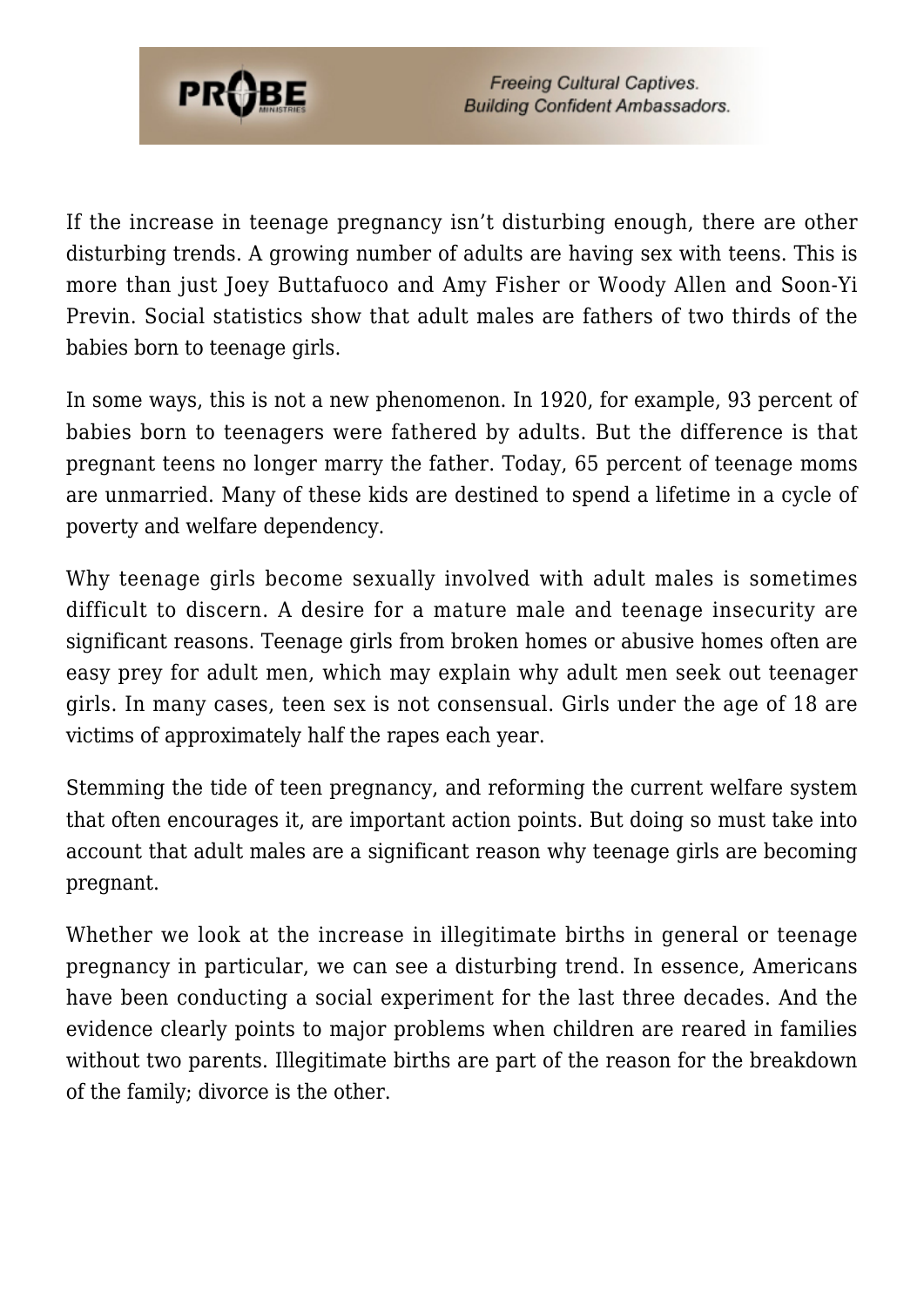If the increase in teenage pregnancy isn't disturbing enough, there are other disturbing trends. A growing number of adults are having sex with teens. This is more than just Joey Buttafuoco and Amy Fisher or Woody Allen and Soon-Yi Previn. Social statistics show that adult males are fathers of two thirds of the babies born to teenage girls.

In some ways, this is not a new phenomenon. In 1920, for example, 93 percent of babies born to teenagers were fathered by adults. But the difference is that pregnant teens no longer marry the father. Today, 65 percent of teenage moms are unmarried. Many of these kids are destined to spend a lifetime in a cycle of poverty and welfare dependency.

Why teenage girls become sexually involved with adult males is sometimes difficult to discern. A desire for a mature male and teenage insecurity are significant reasons. Teenage girls from broken homes or abusive homes often are easy prey for adult men, which may explain why adult men seek out teenager girls. In many cases, teen sex is not consensual. Girls under the age of 18 are victims of approximately half the rapes each year.

Stemming the tide of teen pregnancy, and reforming the current welfare system that often encourages it, are important action points. But doing so must take into account that adult males are a significant reason why teenage girls are becoming pregnant.

Whether we look at the increase in illegitimate births in general or teenage pregnancy in particular, we can see a disturbing trend. In essence, Americans have been conducting a social experiment for the last three decades. And the evidence clearly points to major problems when children are reared in families without two parents. Illegitimate births are part of the reason for the breakdown of the family; divorce is the other.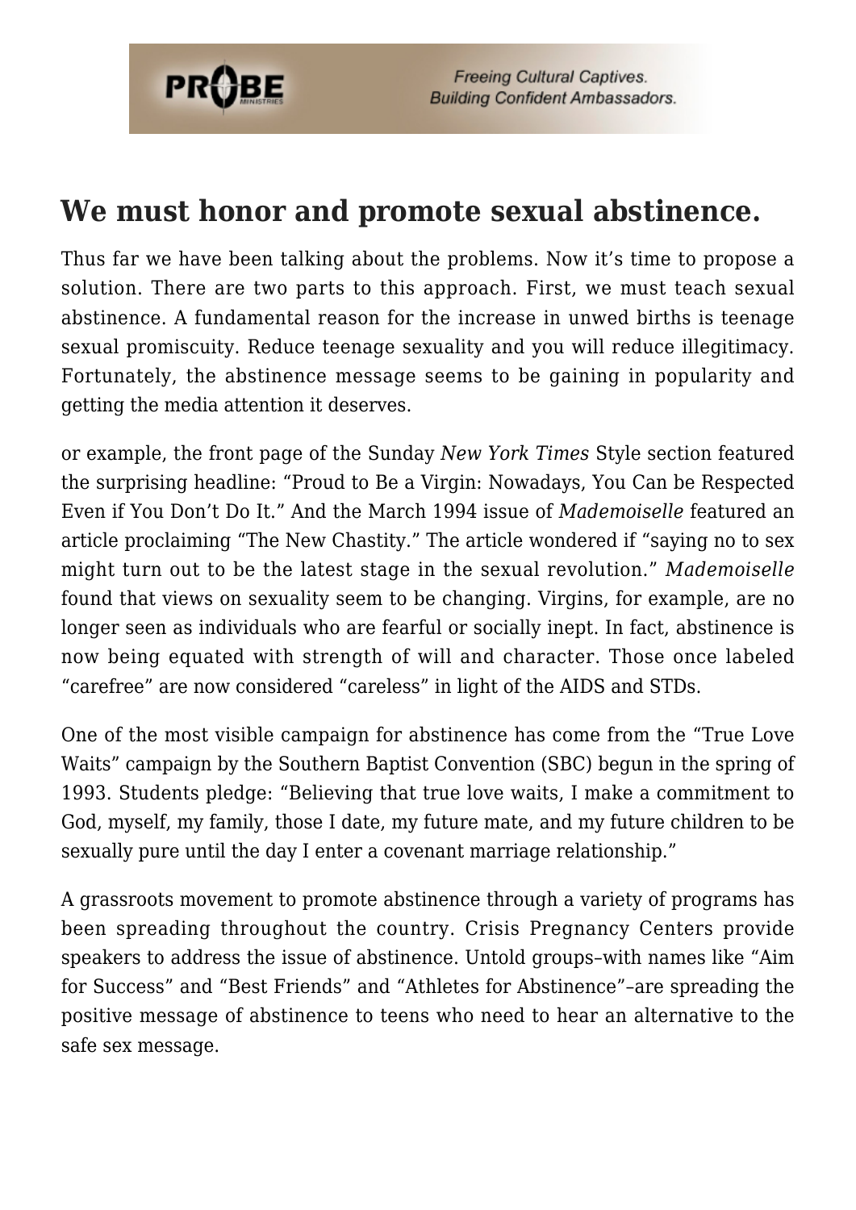## We must honor and promote sexual abstinence.

Thus far we have been talking about the problems. Now it's time to propose a solution. There are two parts to this approach. First, we must teach sexual abstinence. A fundamental reason for the increase in unwed births is teenage sexual promiscuity. Reduce teenage sexuality and you will reduce illegitimacy. Fortunately, the abstinence message seems to be gaining in popularity and getting the media attention it deserves.

or example, the front page of the Sunday *New York Times* Style section featured the surprising headline: "Proud to Be a Virgin: Nowadays, You Can be Respected Even if You Don't Do It." And the March 1994 issue of *Mademoiselle* featured an article proclaiming "The New Chastity." The article wondered if "saying no to sex might turn out to be the latest stage in the sexual revolution." *Mademoiselle* found that views on sexuality seem to be changing. Virgins, for example, are no longer seen as individuals who are fearful or socially inept. In fact, abstinence is now being equated with strength of will and character. Those once labeled "carefree" are now considered "careless" in light of the AIDS and STDs.

One of the most visible campaign for abstinence has come from the "True Love Waits" campaign by the Southern Baptist Convention (SBC) begun in the spring of 1993. Students pledge: "Believing that true love waits, I make a commitment to God, myself, my family, those I date, my future mate, and my future children to be sexually pure until the day I enter a covenant marriage relationship."

A grassroots movement to promote abstinence through a variety of programs has been spreading throughout the country. Crisis Pregnancy Centers provide speakers to address the issue of abstinence. Untold groups–with names like "Aim for Success" and "Best Friends" and "Athletes for Abstinence"–are spreading the positive message of abstinence to teens who need to hear an alternative to the safe sex message.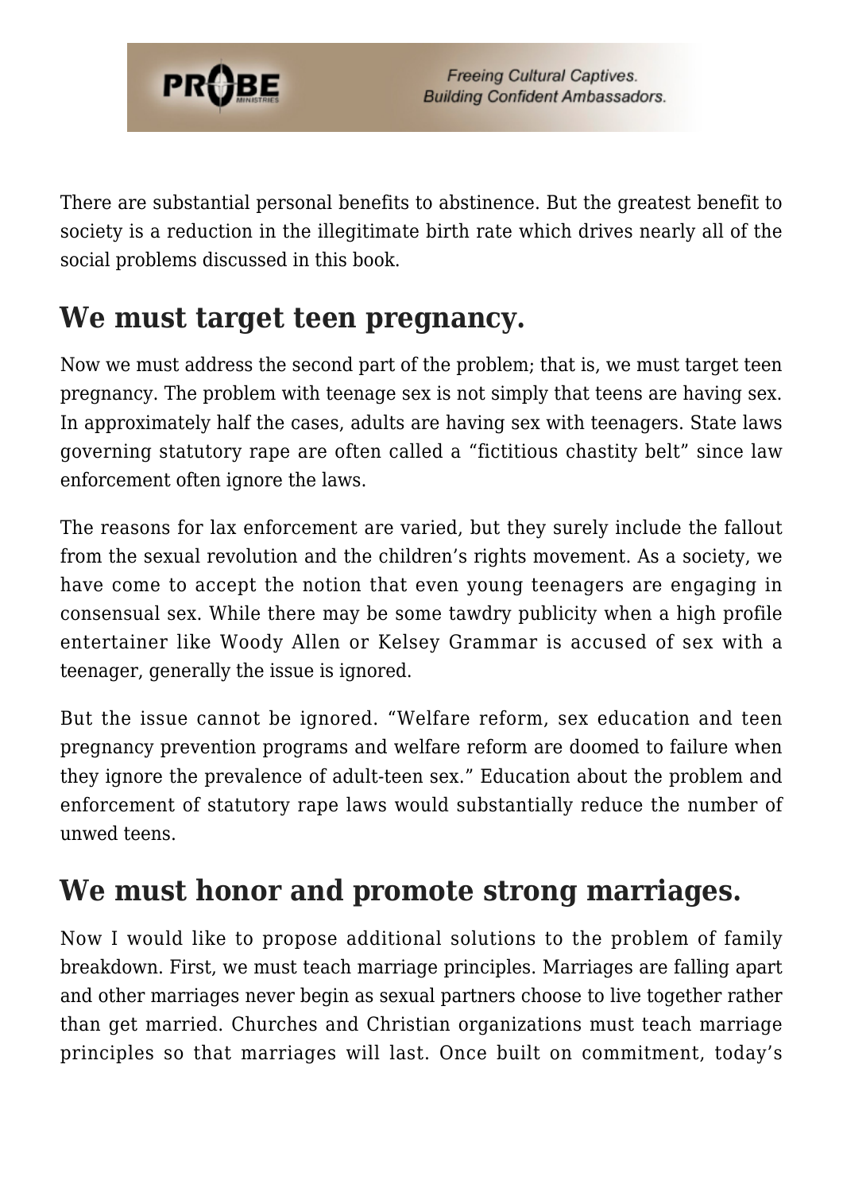There are substantial personal benefits to abstinence. But the greatest benefit to society is a reduction in the illegitimate birth rate which drives nearly all of the social problems discussed in this book.

## We must target teen pregnancy.

Now we must address the second part of the problem; that is, we must target teen pregnancy. The problem with teenage sex is not simply that teens are having sex. In approximately half the cases, adults are having sex with teenagers. State laws governing statutory rape are often called a "fictitious chastity belt" since law enforcement often ignore the laws.

The reasons for lax enforcement are varied, but they surely include the fallout from the sexual revolution and the children's rights movement. As a society, we have come to accept the notion that even young teenagers are engaging in consensual sex. While there may be some tawdry publicity when a high profile entertainer like Woody Allen or Kelsey Grammar is accused of sex with a teenager, generally the issue is ignored.

But the issue cannot be ignored. "Welfare reform, sex education and teen pregnancy prevention programs and welfare reform are doomed to failure when they ignore the prevalence of adult-teen sex." Education about the problem and enforcement of statutory rape laws would substantially reduce the number of unwed teens.

## We must honor and promote strong marriages.

Now I would like to propose additional solutions to the problem of family breakdown. First, we must teach marriage principles. Marriages are falling apart and other marriages never begin as sexual partners choose to live together rather than get married. Churches and Christian organizations must teach marriage principles so that marriages will last. Once built on commitment, today's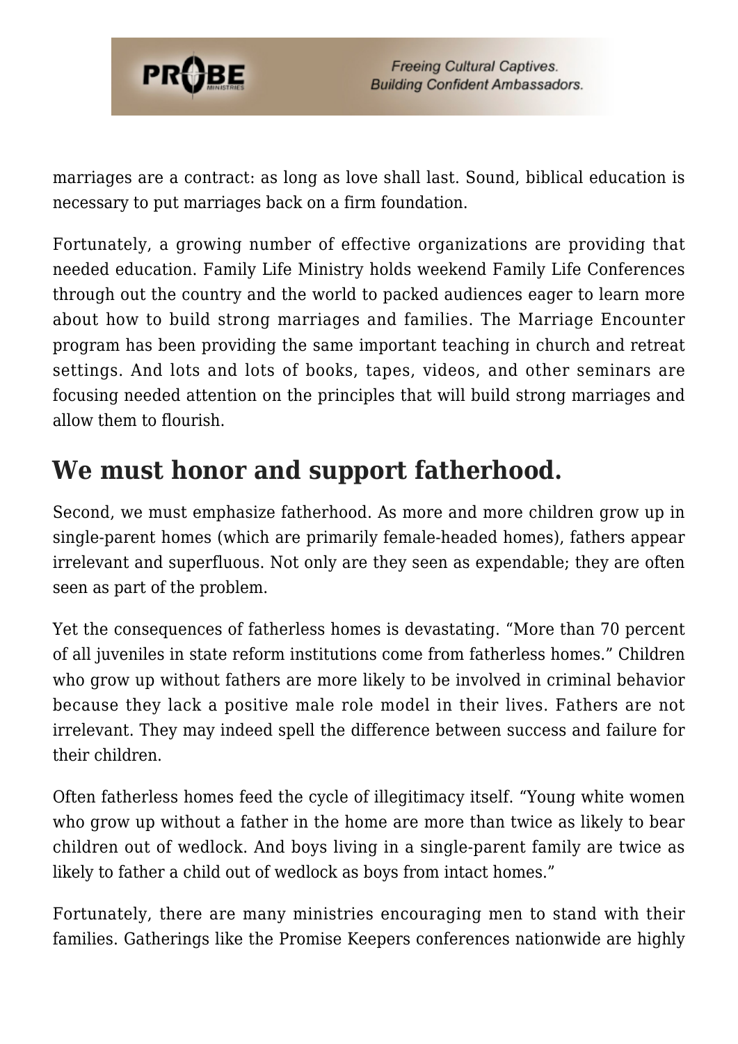marriages are a contract: as long as love shall last. Sound, biblical education is necessary to put marriages back on a firm foundation.

Fortunately, a growing number of effective organizations are providing that needed education. Family Life Ministry holds weekend Family Life Conferences through out the country and the world to packed audiences eager to learn more about how to build strong marriages and families. The Marriage Encounter program has been providing the same important teaching in church and retreat settings. And lots and lots of books, tapes, videos, and other seminars are focusing needed attention on the principles that will build strong marriages and allow them to flourish.

## We must honor and support fatherhood.

Second, we must emphasize fatherhood. As more and more children grow up in single-parent homes (which are primarily female-headed homes), fathers appear irrelevant and superfluous. Not only are they seen as expendable; they are often seen as part of the problem.

Yet the consequences of fatherless homes is devastating. "More than 70 percent of all juveniles in state reform institutions come from fatherless homes." Children who grow up without fathers are more likely to be involved in criminal behavior because they lack a positive male role model in their lives. Fathers are not irrelevant. They may indeed spell the difference between success and failure for their children.

Often fatherless homes feed the cycle of illegitimacy itself. "Young white women who grow up without a father in the home are more than twice as likely to bear children out of wedlock. And boys living in a single-parent family are twice as likely to father a child out of wedlock as boys from intact homes."

Fortunately, there are many ministries encouraging men to stand with their families. Gatherings like the Promise Keepers conferences nationwide are highly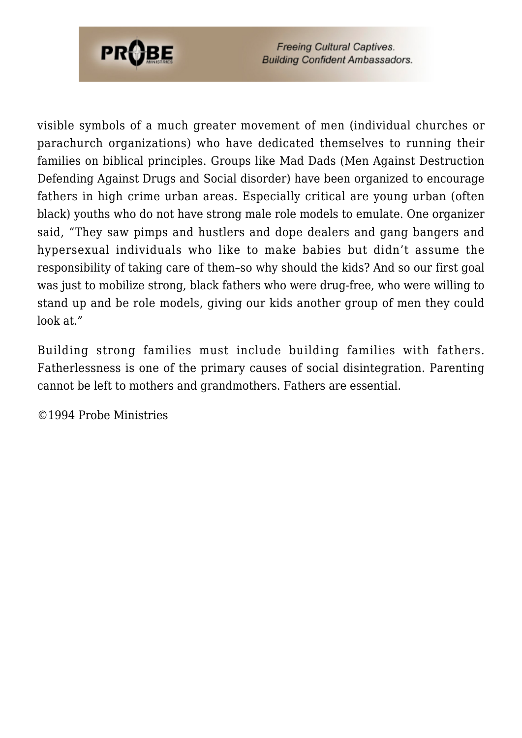visible symbols of a much greater movement of men (individual churches or parachurch organizations) who have dedicated themselves to running their families on biblical principles. Groups like Mad Dads (Men Against Destruction Defending Against Drugs and Social disorder) have been organized to encourage fathers in high crime urban areas. Especially critical are young urban (often black) youths who do not have strong male role models to emulate. One organizer said, "They saw pimps and hustlers and dope dealers and gang bangers and hypersexual individuals who like to make babies but didn't assume the responsibility of taking care of them–so why should the kids? And so our first goal was just to mobilize strong, black fathers who were drug-free, who were willing to stand up and be role models, giving our kids another group of men they could look at."

Building strong families must include building families with fathers. Fatherlessness is one of the primary causes of social disintegration. Parenting cannot be left to mothers and grandmothers. Fathers are essential.

©1994 Probe Ministries